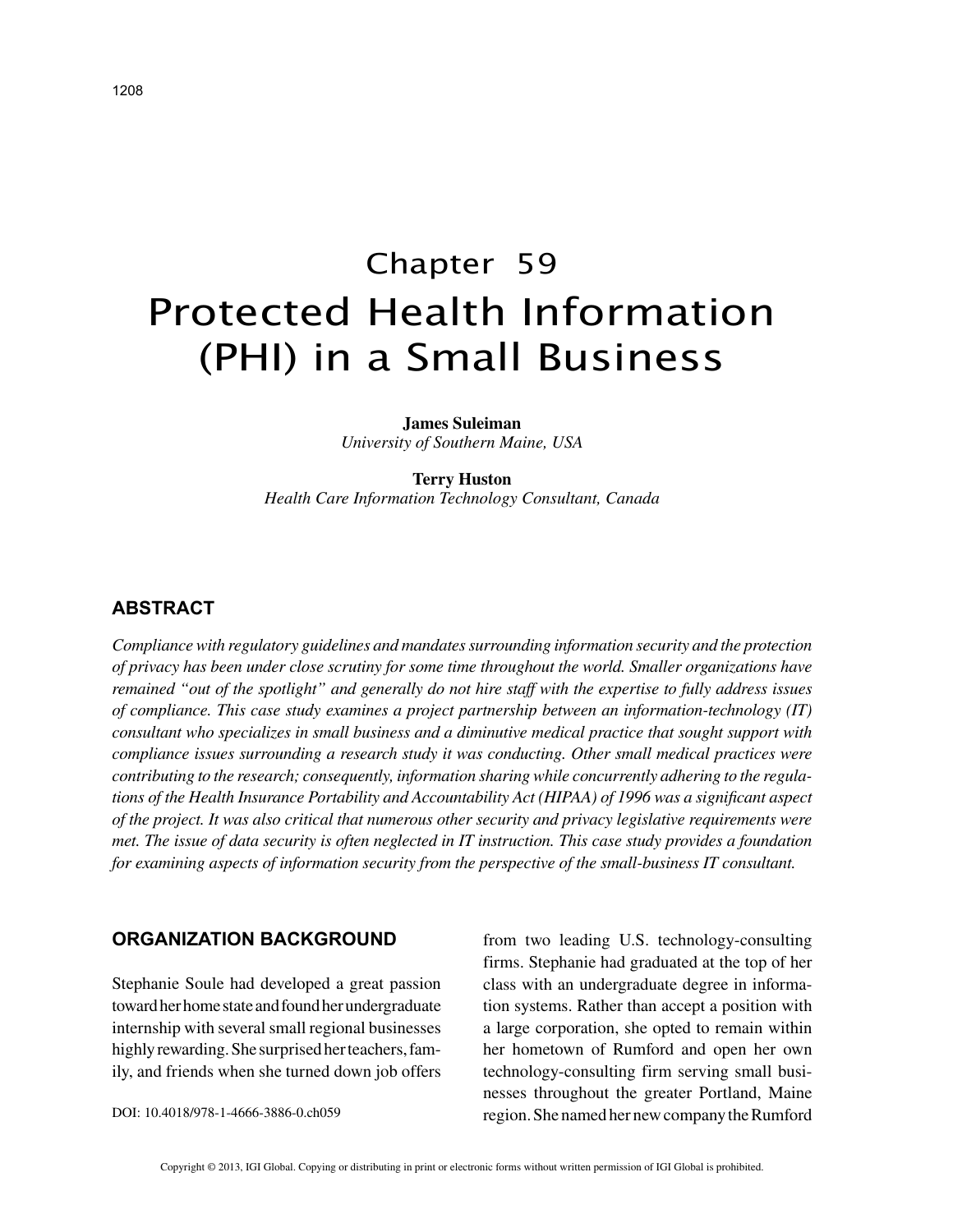# Chapter 59
# Protected Health Information (PHI) in a Small Business

**James Suleiman**
*University of Southern Maine, USA*

**Terry Huston**
*Health Care Information Technology Consultant, Canada*

## ABSTRACT

*Compliance with regulatory guidelines and mandates surrounding information security and the protection of privacy has been under close scrutiny for some time throughout the world. Smaller organizations have remained "out of the spotlight" and generally do not hire staff with the expertise to fully address issues of compliance. This case study examines a project partnership between an information-technology (IT) consultant who specializes in small business and a diminutive medical practice that sought support with compliance issues surrounding a research study it was conducting. Other small medical practices were contributing to the research; consequently, information sharing while concurrently adhering to the regulations of the Health Insurance Portability and Accountability Act (HIPAA) of 1996 was a significant aspect of the project. It was also critical that numerous other security and privacy legislative requirements were met. The issue of data security is often neglected in IT instruction. This case study provides a foundation for examining aspects of information security from the perspective of the small-business IT consultant.*

## ORGANIZATION BACKGROUND

Stephanie Soule had developed a great passion toward her home state and found her undergraduate internship with several small regional businesses highly rewarding. She surprised her teachers, family, and friends when she turned down job offers from two leading U.S. technology-consulting firms. Stephanie had graduated at the top of her class with an undergraduate degree in information systems. Rather than accept a position with a large corporation, she opted to remain within her hometown of Rumford and open her own technology-consulting firm serving small businesses throughout the greater Portland, Maine region. She named her new company the Rumford

DOI: 10.4018/978-1-4666-3886-0.ch059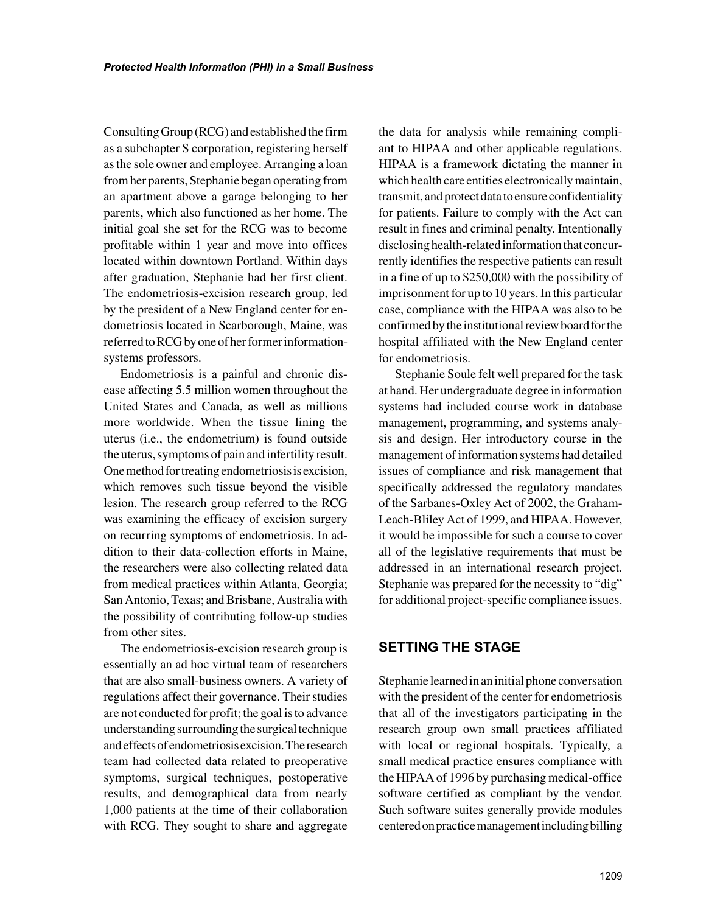Consulting Group (RCG) and established the firm as a subchapter S corporation, registering herself as the sole owner and employee. Arranging a loan from her parents, Stephanie began operating from an apartment above a garage belonging to her parents, which also functioned as her home. The initial goal she set for the RCG was to become profitable within 1 year and move into offices located within downtown Portland. Within days after graduation, Stephanie had her first client. The endometriosis-excision research group, led by the president of a New England center for endometriosis located in Scarborough, Maine, was referred to RCG by one of her former information-systems professors.

Endometriosis is a painful and chronic disease affecting 5.5 million women throughout the United States and Canada, as well as millions more worldwide. When the tissue lining the uterus (i.e., the endometrium) is found outside the uterus, symptoms of pain and infertility result. One method for treating endometriosis is excision, which removes such tissue beyond the visible lesion. The research group referred to the RCG was examining the efficacy of excision surgery on recurring symptoms of endometriosis. In addition to their data-collection efforts in Maine, the researchers were also collecting related data from medical practices within Atlanta, Georgia; San Antonio, Texas; and Brisbane, Australia with the possibility of contributing follow-up studies from other sites.

The endometriosis-excision research group is essentially an ad hoc virtual team of researchers that are also small-business owners. A variety of regulations affect their governance. Their studies are not conducted for profit; the goal is to advance understanding surrounding the surgical technique and effects of endometriosis excision. The research team had collected data related to preoperative symptoms, surgical techniques, postoperative results, and demographical data from nearly 1,000 patients at the time of their collaboration with RCG. They sought to share and aggregate the data for analysis while remaining compliant to HIPAA and other applicable regulations. HIPAA is a framework dictating the manner in which health care entities electronically maintain, transmit, and protect data to ensure confidentiality for patients. Failure to comply with the Act can result in fines and criminal penalty. Intentionally disclosing health-related information that concurrently identifies the respective patients can result in a fine of up to $250,000 with the possibility of imprisonment for up to 10 years. In this particular case, compliance with the HIPAA was also to be confirmed by the institutional review board for the hospital affiliated with the New England center for endometriosis.

Stephanie Soule felt well prepared for the task at hand. Her undergraduate degree in information systems had included course work in database management, programming, and systems analysis and design. Her introductory course in the management of information systems had detailed issues of compliance and risk management that specifically addressed the regulatory mandates of the Sarbanes-Oxley Act of 2002, the Graham-Leach-Bliley Act of 1999, and HIPAA. However, it would be impossible for such a course to cover all of the legislative requirements that must be addressed in an international research project. Stephanie was prepared for the necessity to "dig" for additional project-specific compliance issues.

## SETTING THE STAGE

Stephanie learned in an initial phone conversation with the president of the center for endometriosis that all of the investigators participating in the research group own small practices affiliated with local or regional hospitals. Typically, a small medical practice ensures compliance with the HIPAA of 1996 by purchasing medical-office software certified as compliant by the vendor. Such software suites generally provide modules centered on practice management including billing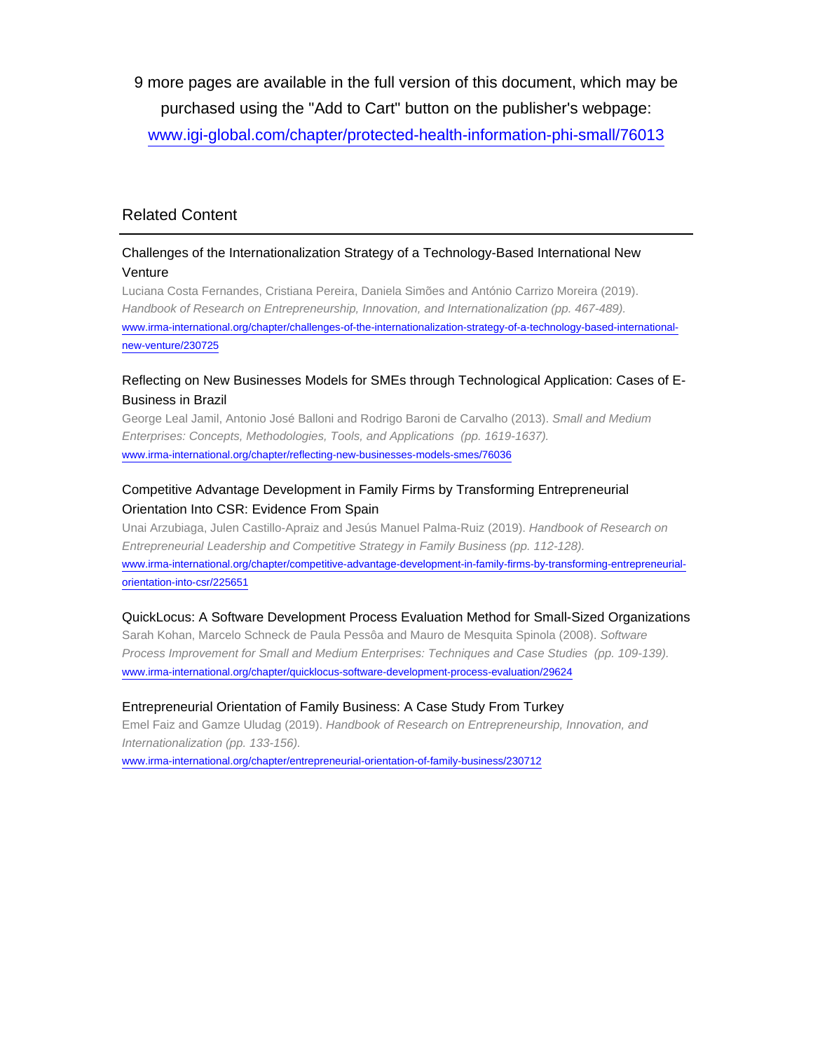9 more pages are available in the full version of this document, which may be purchased using the "Add to Cart" button on the publisher's webpage: www.igi-global.com/chapter/protected-health-information-phi-small/76013

## Related Content

### Challenges of the Internationalization Strategy of a Technology-Based International New Venture

Luciana Costa Fernandes, Cristiana Pereira, Daniela Simões and António Carrizo Moreira (2019). *Handbook of Research on Entrepreneurship, Innovation, and Internationalization (pp. 467-489).*
www.irma-international.org/chapter/challenges-of-the-internationalization-strategy-of-a-technology-based-international-new-venture/230725

### Reflecting on New Businesses Models for SMEs through Technological Application: Cases of E-Business in Brazil

George Leal Jamil, Antonio José Balloni and Rodrigo Baroni de Carvalho (2013). *Small and Medium Enterprises: Concepts, Methodologies, Tools, and Applications (pp. 1619-1637).*
www.irma-international.org/chapter/reflecting-new-businesses-models-smes/76036

### Competitive Advantage Development in Family Firms by Transforming Entrepreneurial Orientation Into CSR: Evidence From Spain

Unai Arzubiaga, Julen Castillo-Apraiz and Jesús Manuel Palma-Ruiz (2019). *Handbook of Research on Entrepreneurial Leadership and Competitive Strategy in Family Business (pp. 112-128).*
www.irma-international.org/chapter/competitive-advantage-development-in-family-firms-by-transforming-entrepreneurial-orientation-into-csr/225651

### QuickLocus: A Software Development Process Evaluation Method for Small-Sized Organizations

Sarah Kohan, Marcelo Schneck de Paula Pessôa and Mauro de Mesquita Spinola (2008). *Software Process Improvement for Small and Medium Enterprises: Techniques and Case Studies (pp. 109-139).*
www.irma-international.org/chapter/quicklocus-software-development-process-evaluation/29624

### Entrepreneurial Orientation of Family Business: A Case Study From Turkey

Emel Faiz and Gamze Uludag (2019). *Handbook of Research on Entrepreneurship, Innovation, and Internationalization (pp. 133-156).*
www.irma-international.org/chapter/entrepreneurial-orientation-of-family-business/230712